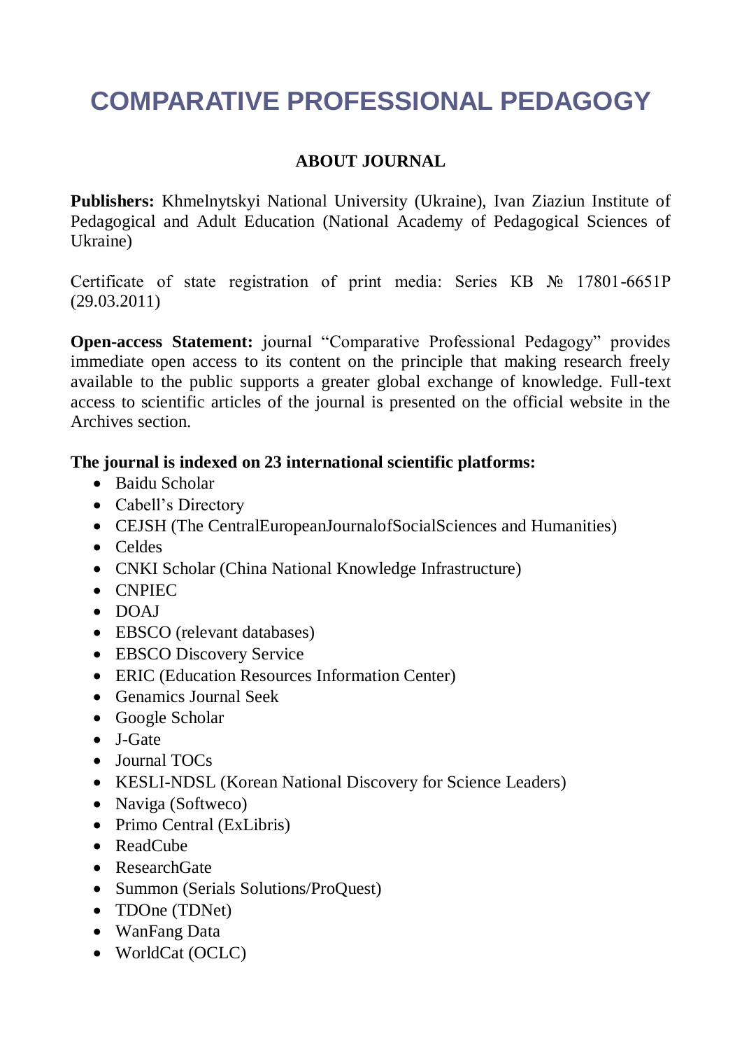# COMPARATIVE PROFESSIONAL PEDAGOGY

## ABOUT JOURNAL

**Publishers:** Khmelnytskyi National University (Ukraine), Ivan Ziaziun Institute of Pedagogical and Adult Education (National Academy of Pedagogical Sciences of Ukraine)

Certificate of state registration of print media: Series КВ № 17801-6651Р (29.03.2011)

**Open-access Statement:** journal “Comparative Professional Pedagogy” provides immediate open access to its content on the principle that making research freely available to the public supports a greater global exchange of knowledge. Full-text access to scientific articles of the journal is presented on the official website in the Archives section.

**The journal is indexed on 23 international scientific platforms:**

- Baidu Scholar
- Cabell’s Directory
- CEJSH (The CentralEuropeanJournalofSocialSciences and Humanities)
- Celdes
- CNKI Scholar (China National Knowledge Infrastructure)
- CNPIEC
- DOAJ
- EBSCO (relevant databases)
- EBSCO Discovery Service
- ERIC (Education Resources Information Center)
- Genamics Journal Seek
- Google Scholar
- J-Gate
- Journal TOCs
- KESLI-NDSL (Korean National Discovery for Science Leaders)
- Naviga (Softweco)
- Primo Central (ExLibris)
- ReadCube
- ResearchGate
- Summon (Serials Solutions/ProQuest)
- TDOne (TDNet)
- WanFang Data
- WorldCat (OCLC)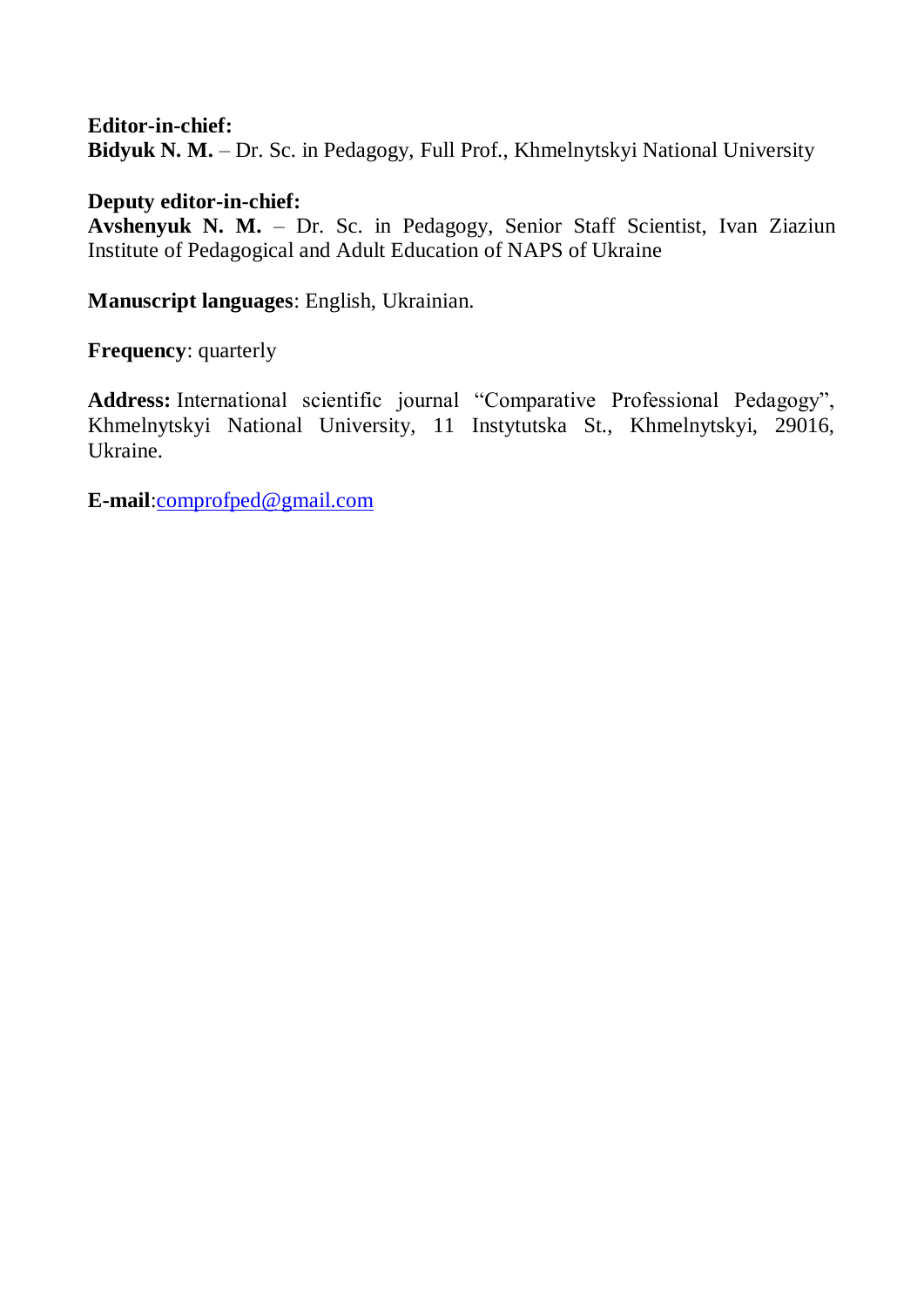**Editor-in-chief:**
**Bidyuk N. M.** – Dr. Sc. in Pedagogy, Full Prof., Khmelnytskyi National University

**Deputy editor-in-chief:**
**Avshenyuk N. M.** – Dr. Sc. in Pedagogy, Senior Staff Scientist, Ivan Ziaziun Institute of Pedagogical and Adult Education of NAPS of Ukraine

**Manuscript languages**: English, Ukrainian.

**Frequency**: quarterly

**Address:** International scientific journal "Comparative Professional Pedagogy", Khmelnytskyi National University, 11 Instytutska St., Khmelnytskyi, 29016, Ukraine.

**E-mail**:comprofped@gmail.com